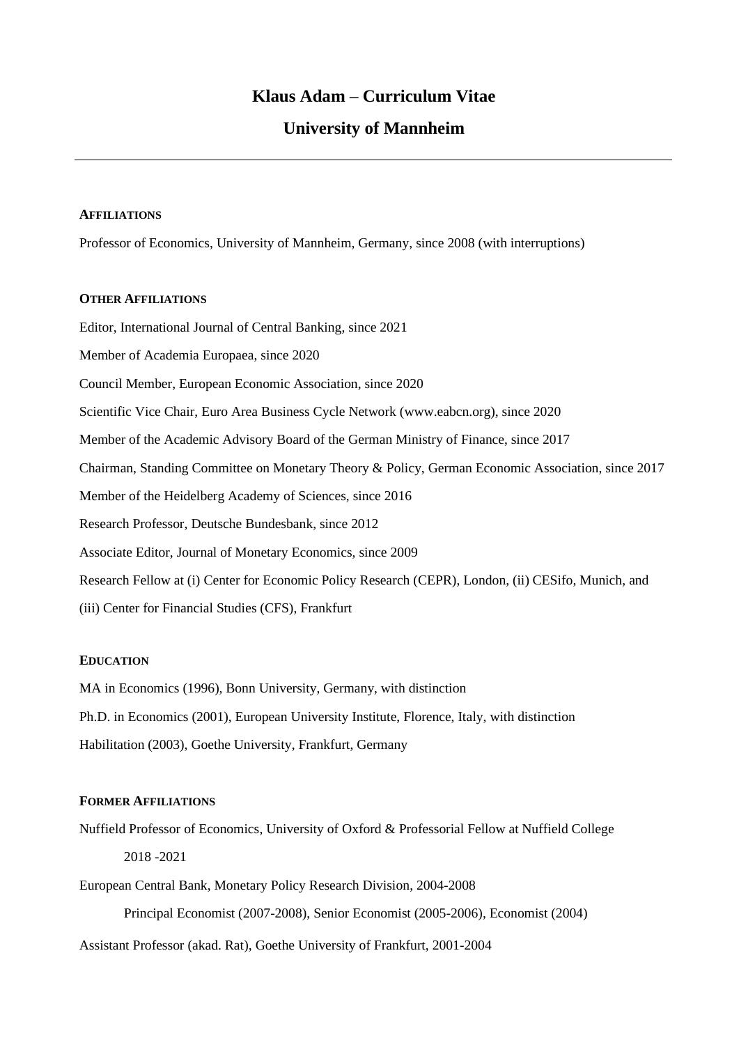# Klaus Adam – Curriculum Vitae

## University of Mannheim

---

### AFFILIATIONS

Professor of Economics, University of Mannheim, Germany, since 2008 (with interruptions)

### OTHER AFFILIATIONS

Editor, International Journal of Central Banking, since 2021

Member of Academia Europaea, since 2020

Council Member, European Economic Association, since 2020

Scientific Vice Chair, Euro Area Business Cycle Network (www.eabcn.org), since 2020

Member of the Academic Advisory Board of the German Ministry of Finance, since 2017

Chairman, Standing Committee on Monetary Theory & Policy, German Economic Association, since 2017

Member of the Heidelberg Academy of Sciences, since 2016

Research Professor, Deutsche Bundesbank, since 2012

Associate Editor, Journal of Monetary Economics, since 2009

Research Fellow at (i) Center for Economic Policy Research (CEPR), London, (ii) CESifo, Munich, and (iii) Center for Financial Studies (CFS), Frankfurt

### EDUCATION

MA in Economics (1996), Bonn University, Germany, with distinction

Ph.D. in Economics (2001), European University Institute, Florence, Italy, with distinction

Habilitation (2003), Goethe University, Frankfurt, Germany

### FORMER AFFILIATIONS

Nuffield Professor of Economics, University of Oxford & Professorial Fellow at Nuffield College

2018 -2021

European Central Bank, Monetary Policy Research Division, 2004-2008

Principal Economist (2007-2008), Senior Economist (2005-2006), Economist (2004)

Assistant Professor (akad. Rat), Goethe University of Frankfurt, 2001-2004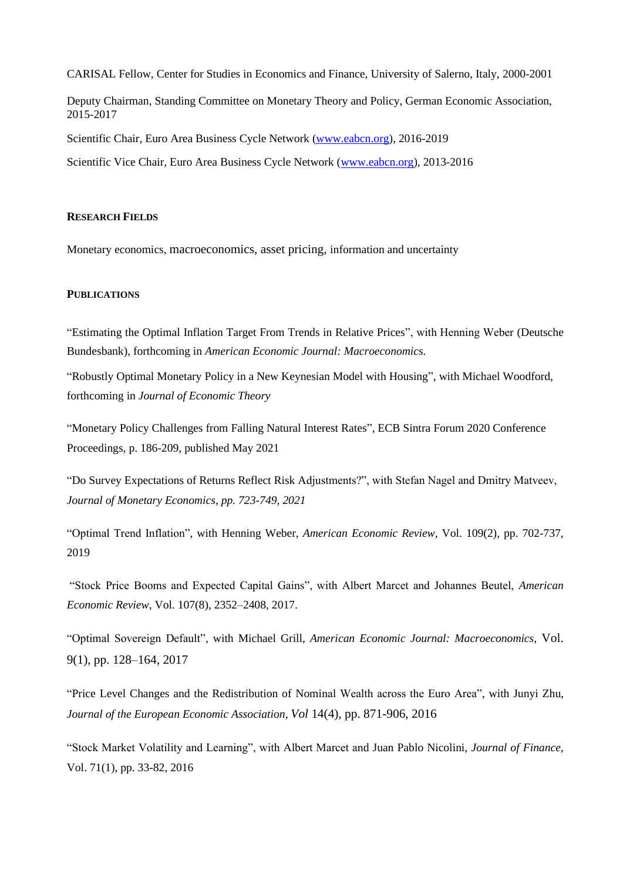CARISAL Fellow, Center for Studies in Economics and Finance, University of Salerno, Italy, 2000-2001

Deputy Chairman, Standing Committee on Monetary Theory and Policy, German Economic Association, 2015-2017

Scientific Chair, Euro Area Business Cycle Network (www.eabcn.org), 2016-2019

Scientific Vice Chair, Euro Area Business Cycle Network (www.eabcn.org), 2013-2016

## RESEARCH FIELDS

Monetary economics, macroeconomics, asset pricing, information and uncertainty

## PUBLICATIONS

"Estimating the Optimal Inflation Target From Trends in Relative Prices", with Henning Weber (Deutsche Bundesbank), forthcoming in *American Economic Journal: Macroeconomics.*

"Robustly Optimal Monetary Policy in a New Keynesian Model with Housing", with Michael Woodford, forthcoming in *Journal of Economic Theory*

"Monetary Policy Challenges from Falling Natural Interest Rates", ECB Sintra Forum 2020 Conference Proceedings, p. 186-209, published May 2021

"Do Survey Expectations of Returns Reflect Risk Adjustments?", with Stefan Nagel and Dmitry Matveev, *Journal of Monetary Economics, pp. 723-749, 2021*

"Optimal Trend Inflation", with Henning Weber, *American Economic Review*, Vol. 109(2), pp. 702-737, 2019

"Stock Price Booms and Expected Capital Gains", with Albert Marcet and Johannes Beutel, *American Economic Review*, Vol. 107(8), 2352–2408, 2017.

"Optimal Sovereign Default", with Michael Grill, *American Economic Journal: Macroeconomics*, Vol. 9(1), pp. 128–164, 2017

"Price Level Changes and the Redistribution of Nominal Wealth across the Euro Area", with Junyi Zhu, *Journal of the European Economic Association, Vol* 14(4), pp. 871-906, 2016

"Stock Market Volatility and Learning", with Albert Marcet and Juan Pablo Nicolini, *Journal of Finance*, Vol. 71(1), pp. 33-82, 2016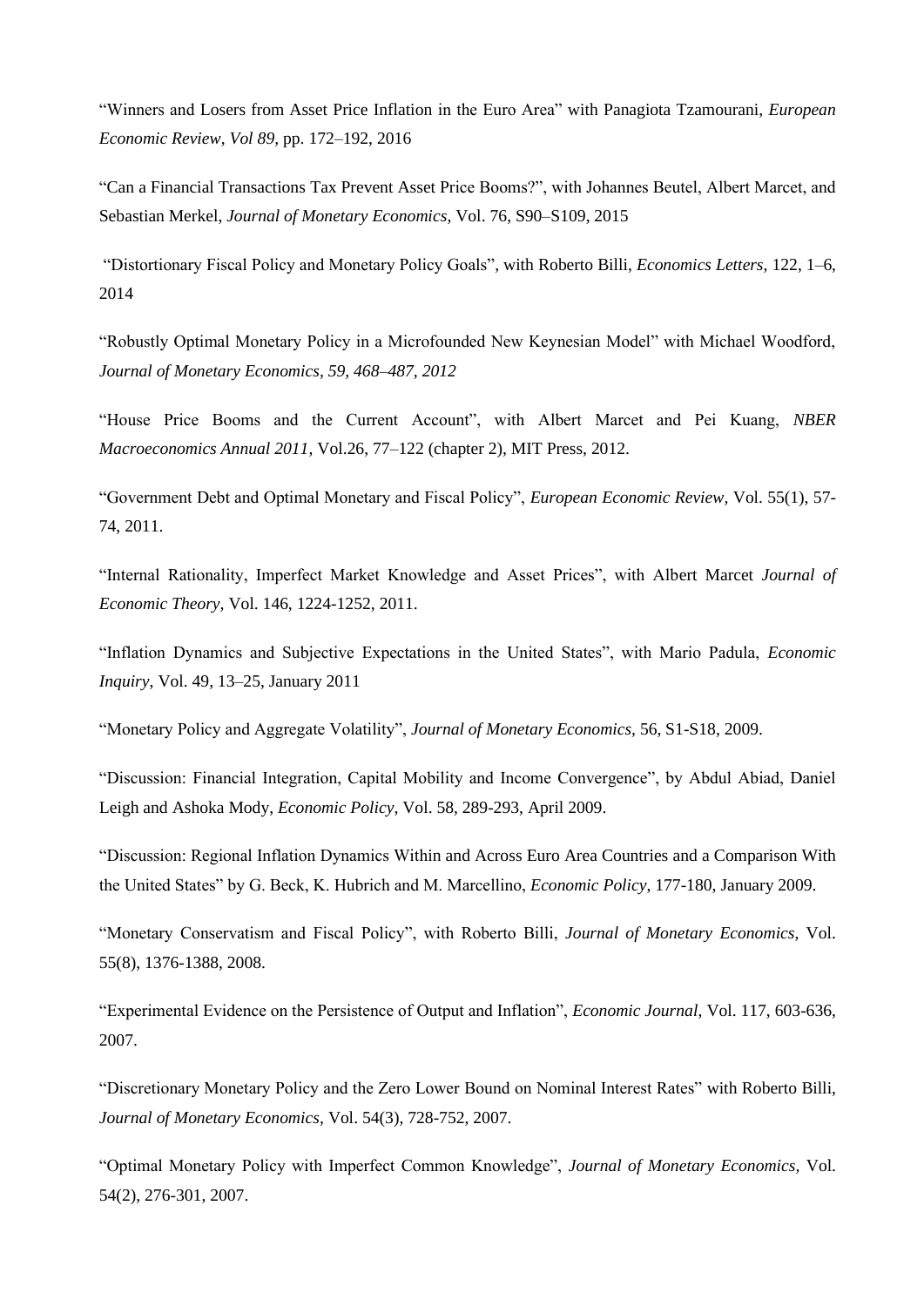"Winners and Losers from Asset Price Inflation in the Euro Area" with Panagiota Tzamourani, *European Economic Review*, *Vol 89*, pp. 172–192, 2016

"Can a Financial Transactions Tax Prevent Asset Price Booms?", with Johannes Beutel, Albert Marcet, and Sebastian Merkel, *Journal of Monetary Economics,* Vol. 76, S90–S109, 2015

"Distortionary Fiscal Policy and Monetary Policy Goals", with Roberto Billi, *Economics Letters*, 122, 1–6, 2014

"Robustly Optimal Monetary Policy in a Microfounded New Keynesian Model" with Michael Woodford, *Journal of Monetary Economics, 59, 468–487, 2012*

"House Price Booms and the Current Account", with Albert Marcet and Pei Kuang, *NBER Macroeconomics Annual 2011,* Vol.26, 77–122 (chapter 2), MIT Press, 2012.

"Government Debt and Optimal Monetary and Fiscal Policy", *European Economic Review,* Vol. 55(1), 57-74, 2011.

"Internal Rationality, Imperfect Market Knowledge and Asset Prices", with Albert Marcet *Journal of Economic Theory,* Vol. 146, 1224-1252, 2011.

"Inflation Dynamics and Subjective Expectations in the United States", with Mario Padula, *Economic Inquiry*, Vol. 49, 13–25, January 2011

"Monetary Policy and Aggregate Volatility", *Journal of Monetary Economics,* 56, S1-S18, 2009.

"Discussion: Financial Integration, Capital Mobility and Income Convergence", by Abdul Abiad, Daniel Leigh and Ashoka Mody, *Economic Policy*, Vol. 58, 289-293, April 2009.

"Discussion: Regional Inflation Dynamics Within and Across Euro Area Countries and a Comparison With the United States" by G. Beck, K. Hubrich and M. Marcellino, *Economic Policy*, 177-180, January 2009.

"Monetary Conservatism and Fiscal Policy", with Roberto Billi, *Journal of Monetary Economics*, Vol. 55(8), 1376-1388, 2008.

"Experimental Evidence on the Persistence of Output and Inflation", *Economic Journal*, Vol. 117, 603-636, 2007.

"Discretionary Monetary Policy and the Zero Lower Bound on Nominal Interest Rates" with Roberto Billi, *Journal of Monetary Economics,* Vol. 54(3), 728-752, 2007.

"Optimal Monetary Policy with Imperfect Common Knowledge", *Journal of Monetary Economics,* Vol. 54(2), 276-301, 2007.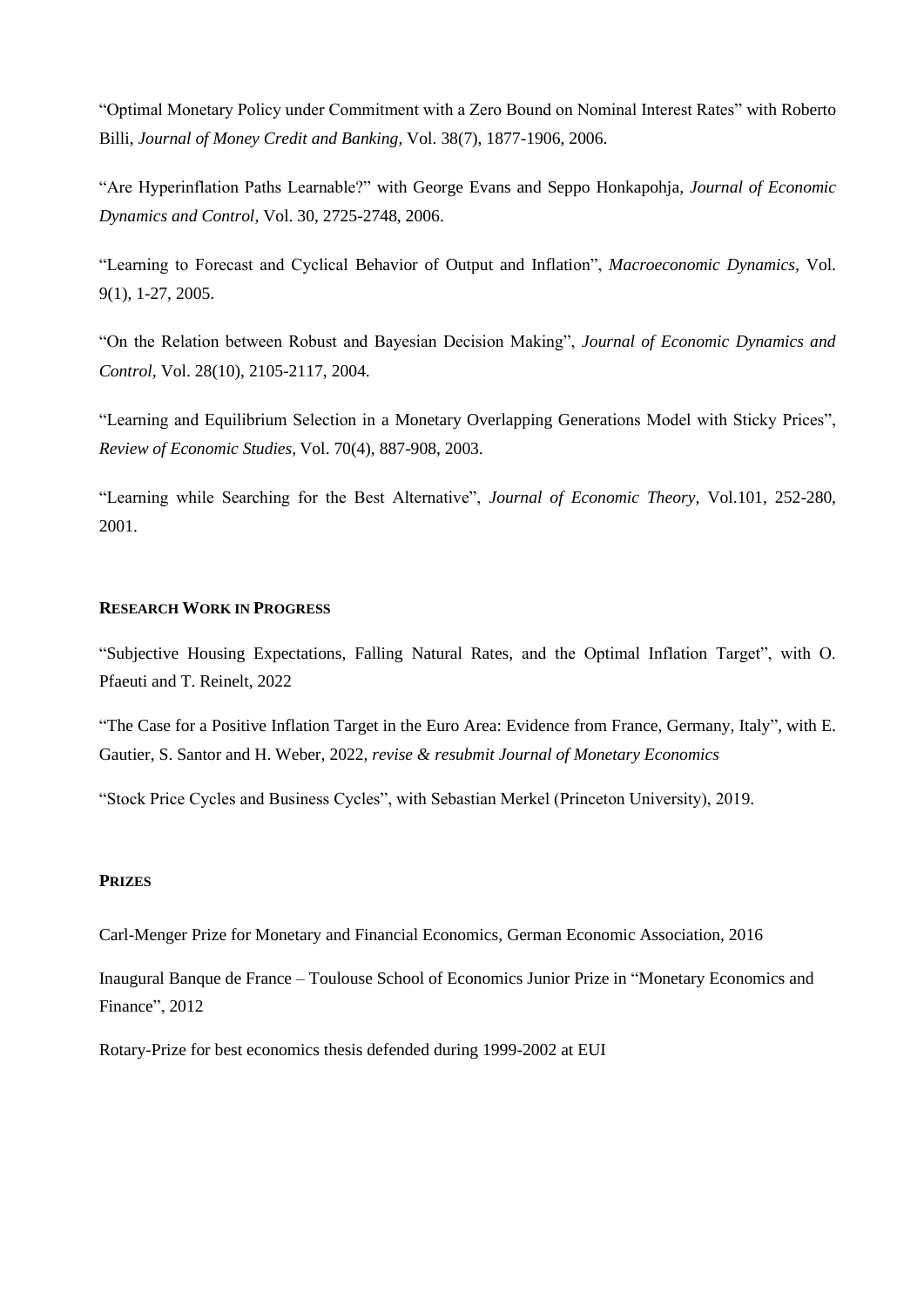"Optimal Monetary Policy under Commitment with a Zero Bound on Nominal Interest Rates" with Roberto Billi, *Journal of Money Credit and Banking*, Vol. 38(7), 1877-1906, 2006.

"Are Hyperinflation Paths Learnable?" with George Evans and Seppo Honkapohja, *Journal of Economic Dynamics and Control*, Vol. 30, 2725-2748, 2006.

"Learning to Forecast and Cyclical Behavior of Output and Inflation", *Macroeconomic Dynamics,* Vol. 9(1), 1-27, 2005.

"On the Relation between Robust and Bayesian Decision Making", *Journal of Economic Dynamics and Control,* Vol. 28(10), 2105-2117, 2004.

"Learning and Equilibrium Selection in a Monetary Overlapping Generations Model with Sticky Prices", *Review of Economic Studies,* Vol. 70(4), 887-908, 2003.

"Learning while Searching for the Best Alternative", *Journal of Economic Theory,* Vol.101, 252-280, 2001.

**RESEARCH WORK IN PROGRESS**

"Subjective Housing Expectations, Falling Natural Rates, and the Optimal Inflation Target", with O. Pfaeuti and T. Reinelt, 2022

"The Case for a Positive Inflation Target in the Euro Area: Evidence from France, Germany, Italy", with E. Gautier, S. Santor and H. Weber, 2022, *revise & resubmit Journal of Monetary Economics*

"Stock Price Cycles and Business Cycles", with Sebastian Merkel (Princeton University), 2019.

**PRIZES**

Carl-Menger Prize for Monetary and Financial Economics, German Economic Association, 2016

Inaugural Banque de France – Toulouse School of Economics Junior Prize in "Monetary Economics and Finance", 2012

Rotary-Prize for best economics thesis defended during 1999-2002 at EUI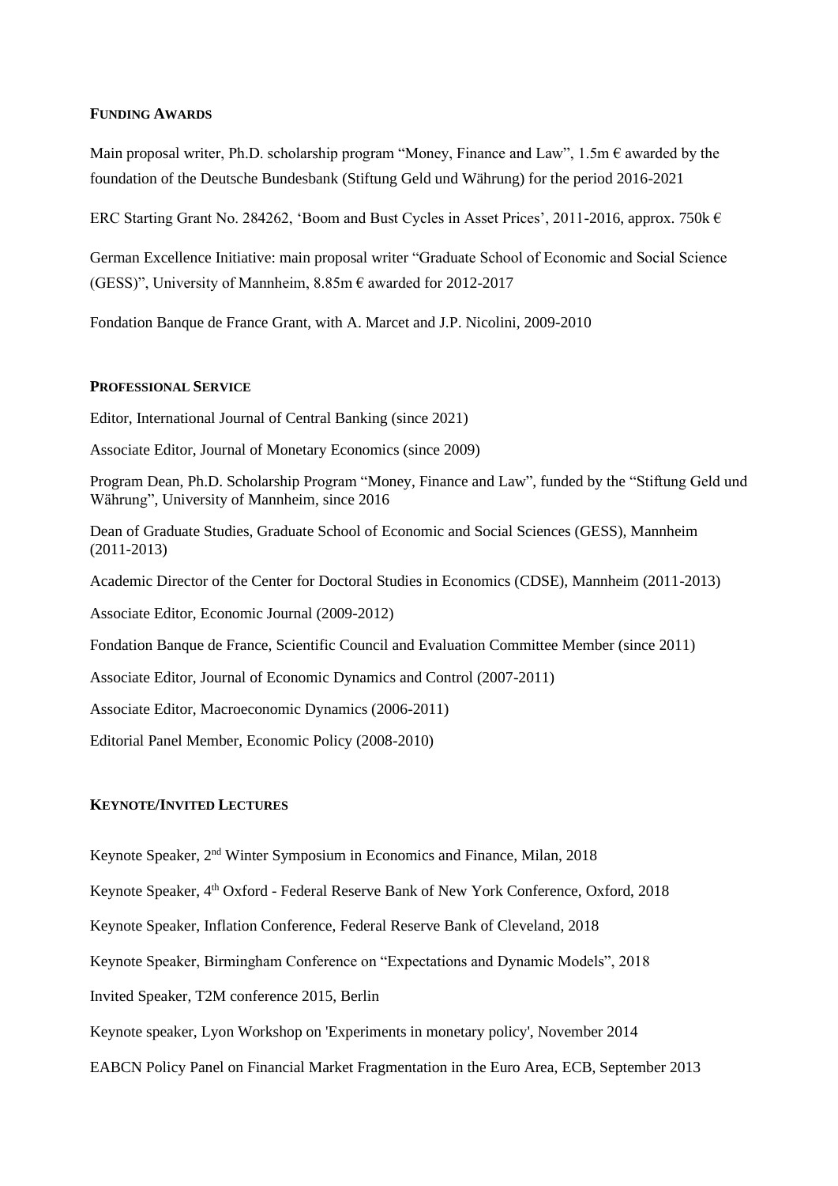## Funding Awards

Main proposal writer, Ph.D. scholarship program "Money, Finance and Law", 1.5m € awarded by the foundation of the Deutsche Bundesbank (Stiftung Geld und Währung) for the period 2016-2021

ERC Starting Grant No. 284262, 'Boom and Bust Cycles in Asset Prices', 2011-2016, approx. 750k €

German Excellence Initiative: main proposal writer "Graduate School of Economic and Social Science (GESS)", University of Mannheim, 8.85m € awarded for 2012-2017

Fondation Banque de France Grant, with A. Marcet and J.P. Nicolini, 2009-2010

## Professional Service

Editor, International Journal of Central Banking (since 2021)

Associate Editor, Journal of Monetary Economics (since 2009)

Program Dean, Ph.D. Scholarship Program "Money, Finance and Law", funded by the "Stiftung Geld und Währung", University of Mannheim, since 2016

Dean of Graduate Studies, Graduate School of Economic and Social Sciences (GESS), Mannheim (2011-2013)

Academic Director of the Center for Doctoral Studies in Economics (CDSE), Mannheim (2011-2013)

Associate Editor, Economic Journal (2009-2012)

Fondation Banque de France, Scientific Council and Evaluation Committee Member (since 2011)

Associate Editor, Journal of Economic Dynamics and Control (2007-2011)

Associate Editor, Macroeconomic Dynamics (2006-2011)

Editorial Panel Member, Economic Policy (2008-2010)

## Keynote/Invited Lectures

Keynote Speaker, 2nd Winter Symposium in Economics and Finance, Milan, 2018

Keynote Speaker, 4th Oxford - Federal Reserve Bank of New York Conference, Oxford, 2018

Keynote Speaker, Inflation Conference, Federal Reserve Bank of Cleveland, 2018

Keynote Speaker, Birmingham Conference on "Expectations and Dynamic Models", 2018

Invited Speaker, T2M conference 2015, Berlin

Keynote speaker, Lyon Workshop on 'Experiments in monetary policy', November 2014

EABCN Policy Panel on Financial Market Fragmentation in the Euro Area, ECB, September 2013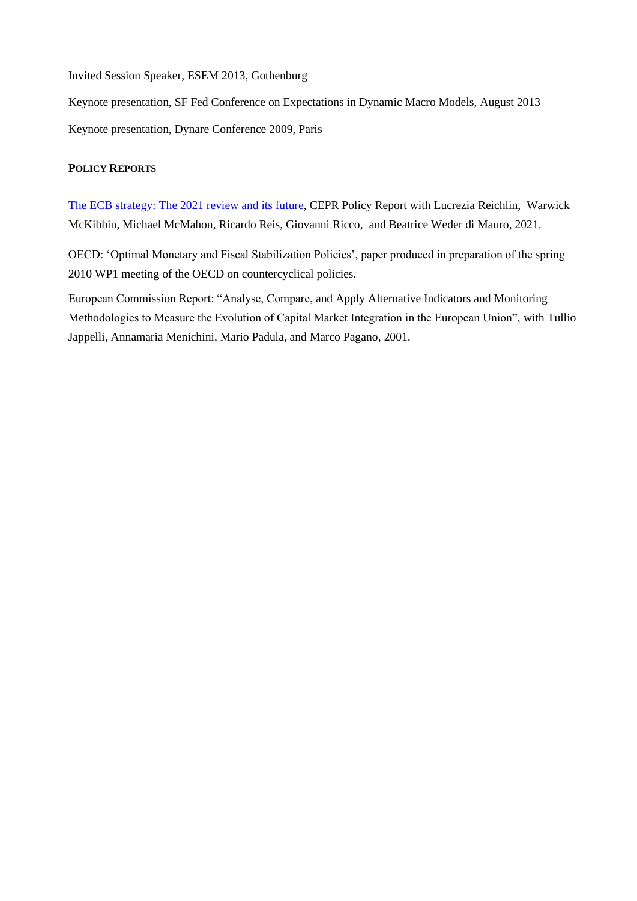Invited Session Speaker, ESEM 2013, Gothenburg

Keynote presentation, SF Fed Conference on Expectations in Dynamic Macro Models, August 2013

Keynote presentation, Dynare Conference 2009, Paris

**POLICY REPORTS**

The ECB strategy: The 2021 review and its future, CEPR Policy Report with Lucrezia Reichlin, Warwick McKibbin, Michael McMahon, Ricardo Reis, Giovanni Ricco, and Beatrice Weder di Mauro, 2021.

OECD: 'Optimal Monetary and Fiscal Stabilization Policies', paper produced in preparation of the spring 2010 WP1 meeting of the OECD on countercyclical policies.

European Commission Report: "Analyse, Compare, and Apply Alternative Indicators and Monitoring Methodologies to Measure the Evolution of Capital Market Integration in the European Union", with Tullio Jappelli, Annamaria Menichini, Mario Padula, and Marco Pagano, 2001.